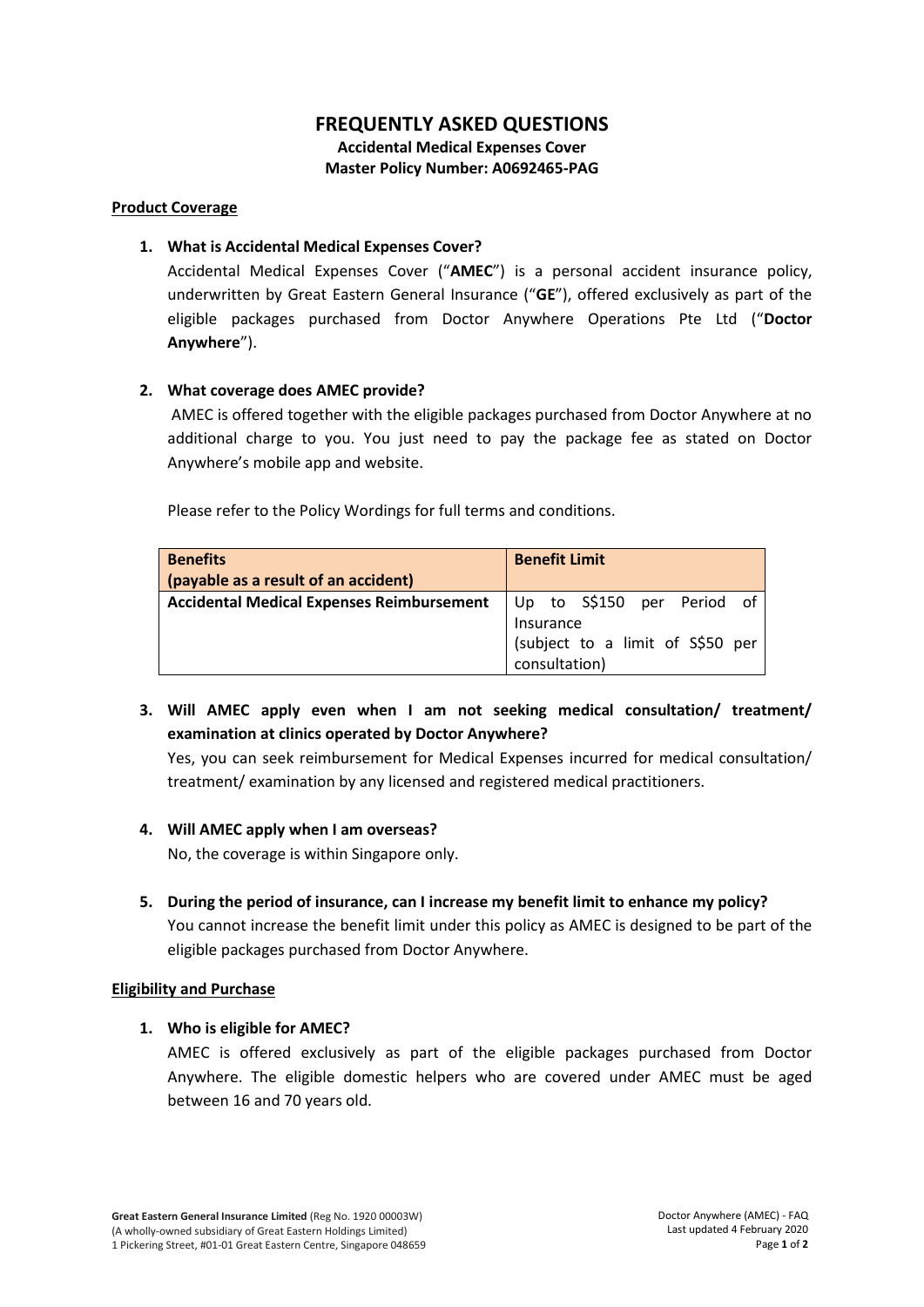# FREQUENTLY ASKED QUESTIONS

**Accidental Medical Expenses Cover**
**Master Policy Number: A0692465-PAG**

## Product Coverage

1. **What is Accidental Medical Expenses Cover?**
   Accidental Medical Expenses Cover ("**AMEC**") is a personal accident insurance policy, underwritten by Great Eastern General Insurance ("**GE**"), offered exclusively as part of the eligible packages purchased from Doctor Anywhere Operations Pte Ltd ("**Doctor Anywhere**").

2. **What coverage does AMEC provide?**
   AMEC is offered together with the eligible packages purchased from Doctor Anywhere at no additional charge to you. You just need to pay the package fee as stated on Doctor Anywhere's mobile app and website.

   Please refer to the Policy Wordings for full terms and conditions.

   | Benefits (payable as a result of an accident) | Benefit Limit |
   | --- | --- |
   | **Accidental Medical Expenses Reimbursement** | Up to S$150 per Period of Insurance (subject to a limit of S$50 per consultation) |

3. **Will AMEC apply even when I am not seeking medical consultation/ treatment/ examination at clinics operated by Doctor Anywhere?**
   Yes, you can seek reimbursement for Medical Expenses incurred for medical consultation/ treatment/ examination by any licensed and registered medical practitioners.

4. **Will AMEC apply when I am overseas?**
   No, the coverage is within Singapore only.

5. **During the period of insurance, can I increase my benefit limit to enhance my policy?**
   You cannot increase the benefit limit under this policy as AMEC is designed to be part of the eligible packages purchased from Doctor Anywhere.

## Eligibility and Purchase

1. **Who is eligible for AMEC?**
   AMEC is offered exclusively as part of the eligible packages purchased from Doctor Anywhere. The eligible domestic helpers who are covered under AMEC must be aged between 16 and 70 years old.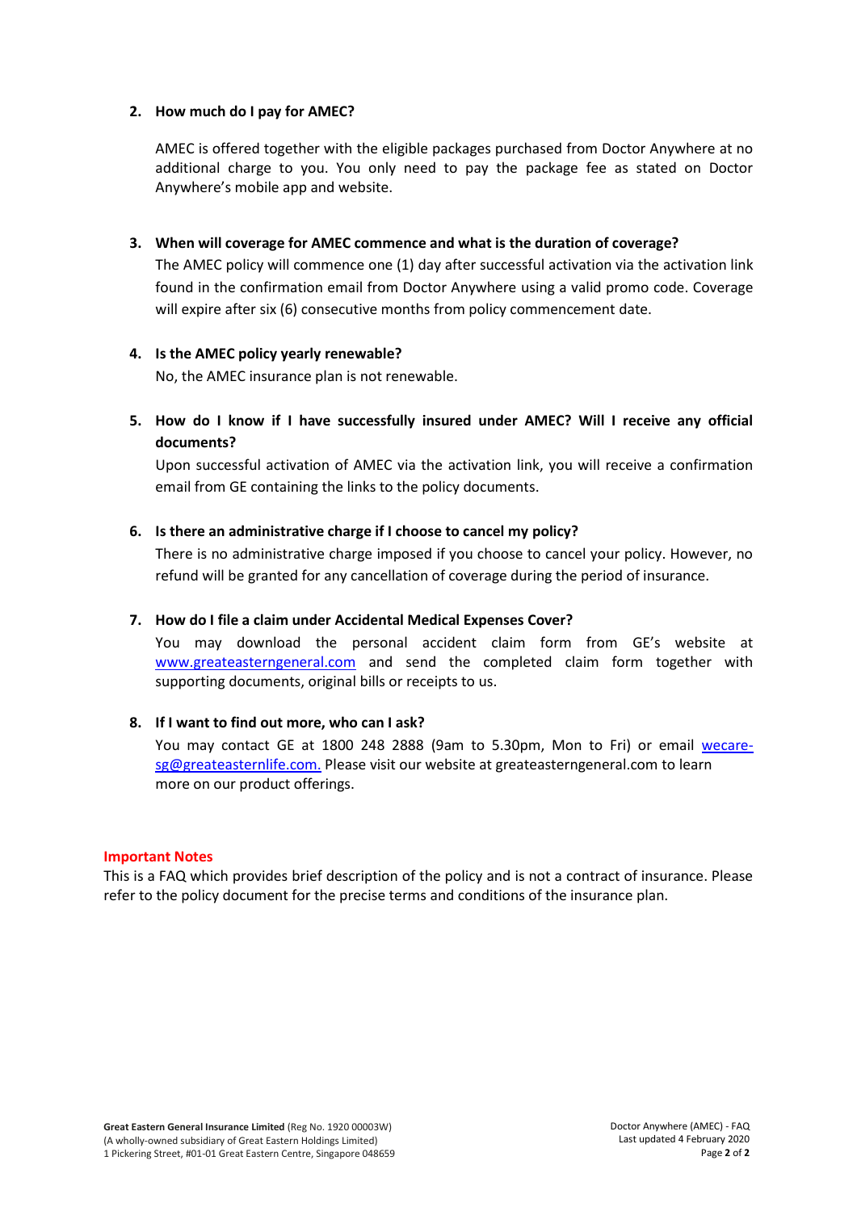2. **How much do I pay for AMEC?**

   AMEC is offered together with the eligible packages purchased from Doctor Anywhere at no additional charge to you. You only need to pay the package fee as stated on Doctor Anywhere's mobile app and website.

3. **When will coverage for AMEC commence and what is the duration of coverage?**

   The AMEC policy will commence one (1) day after successful activation via the activation link found in the confirmation email from Doctor Anywhere using a valid promo code. Coverage will expire after six (6) consecutive months from policy commencement date.

4. **Is the AMEC policy yearly renewable?**

   No, the AMEC insurance plan is not renewable.

5. **How do I know if I have successfully insured under AMEC? Will I receive any official documents?**

   Upon successful activation of AMEC via the activation link, you will receive a confirmation email from GE containing the links to the policy documents.

6. **Is there an administrative charge if I choose to cancel my policy?**

   There is no administrative charge imposed if you choose to cancel your policy. However, no refund will be granted for any cancellation of coverage during the period of insurance.

7. **How do I file a claim under Accidental Medical Expenses Cover?**

   You may download the personal accident claim form from GE's website at www.greateasterngeneral.com and send the completed claim form together with supporting documents, original bills or receipts to us.

8. **If I want to find out more, who can I ask?**

   You may contact GE at 1800 248 2888 (9am to 5.30pm, Mon to Fri) or email wecare-sg@greateasternlife.com. Please visit our website at greateasterngeneral.com to learn more on our product offerings.

**Important Notes**

This is a FAQ which provides brief description of the policy and is not a contract of insurance. Please refer to the policy document for the precise terms and conditions of the insurance plan.

**Great Eastern General Insurance Limited** (Reg No. 1920 00003W)
(A wholly-owned subsidiary of Great Eastern Holdings Limited)
1 Pickering Street, #01-01 Great Eastern Centre, Singapore 048659

Doctor Anywhere (AMEC) - FAQ
Last updated 4 February 2020